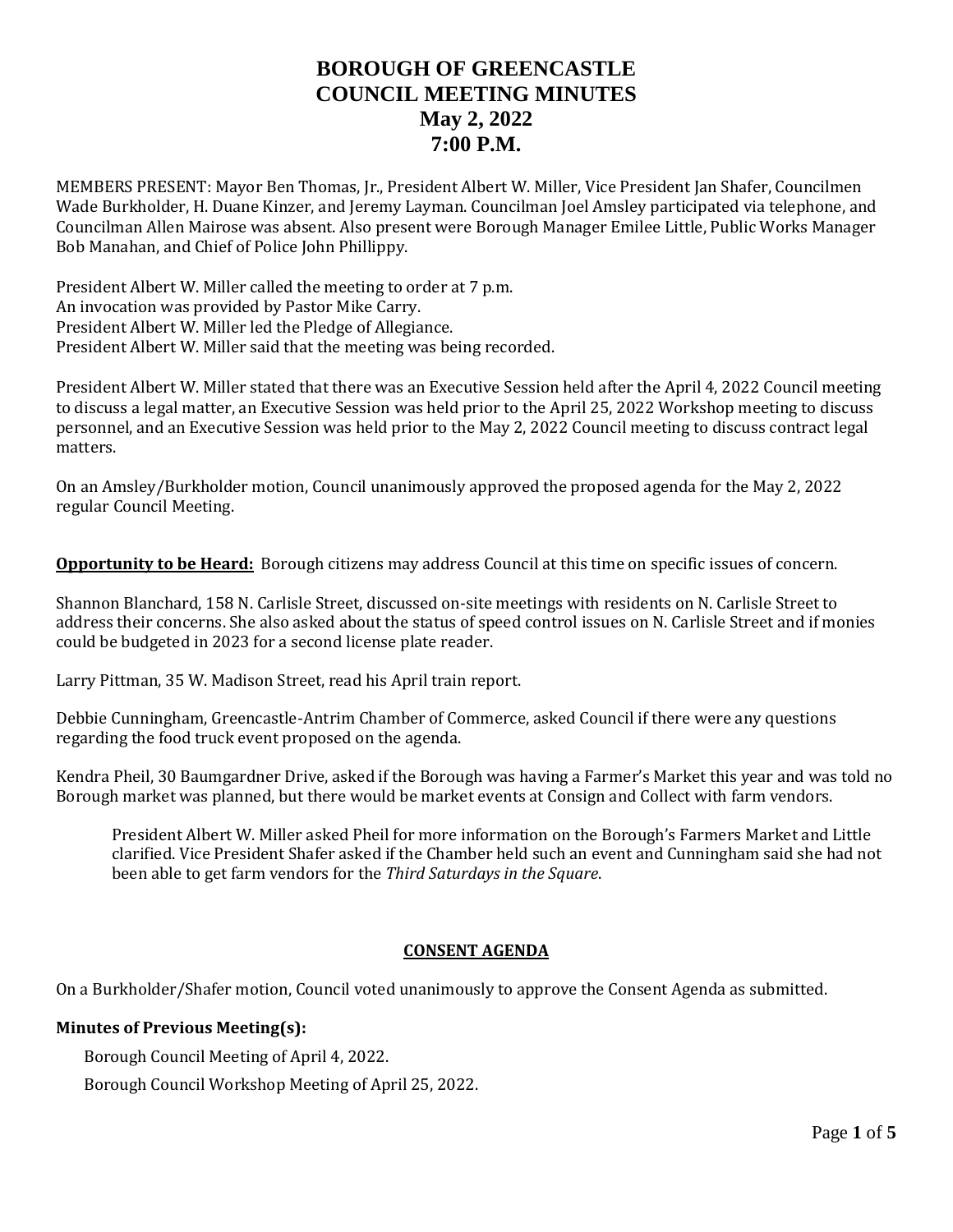# BOROUGH OF GREENCASTLE
# COUNCIL MEETING MINUTES
# May 2, 2022
# 7:00 P.M.

MEMBERS PRESENT: Mayor Ben Thomas, Jr., President Albert W. Miller, Vice President Jan Shafer, Councilmen Wade Burkholder, H. Duane Kinzer, and Jeremy Layman. Councilman Joel Amsley participated via telephone, and Councilman Allen Mairose was absent. Also present were Borough Manager Emilee Little, Public Works Manager Bob Manahan, and Chief of Police John Phillippy.

President Albert W. Miller called the meeting to order at 7 p.m.
An invocation was provided by Pastor Mike Carry.
President Albert W. Miller led the Pledge of Allegiance.
President Albert W. Miller said that the meeting was being recorded.

President Albert W. Miller stated that there was an Executive Session held after the April 4, 2022 Council meeting to discuss a legal matter, an Executive Session was held prior to the April 25, 2022 Workshop meeting to discuss personnel, and an Executive Session was held prior to the May 2, 2022 Council meeting to discuss contract legal matters.

On an Amsley/Burkholder motion, Council unanimously approved the proposed agenda for the May 2, 2022 regular Council Meeting.

**Opportunity to be Heard:** Borough citizens may address Council at this time on specific issues of concern.

Shannon Blanchard, 158 N. Carlisle Street, discussed on-site meetings with residents on N. Carlisle Street to address their concerns. She also asked about the status of speed control issues on N. Carlisle Street and if monies could be budgeted in 2023 for a second license plate reader.

Larry Pittman, 35 W. Madison Street, read his April train report.

Debbie Cunningham, Greencastle-Antrim Chamber of Commerce, asked Council if there were any questions regarding the food truck event proposed on the agenda.

Kendra Pheil, 30 Baumgardner Drive, asked if the Borough was having a Farmer's Market this year and was told no Borough market was planned, but there would be market events at Consign and Collect with farm vendors.

> President Albert W. Miller asked Pheil for more information on the Borough's Farmers Market and Little clarified. Vice President Shafer asked if the Chamber held such an event and Cunningham said she had not been able to get farm vendors for the *Third Saturdays in the Square*.

## CONSENT AGENDA

On a Burkholder/Shafer motion, Council voted unanimously to approve the Consent Agenda as submitted.

### Minutes of Previous Meeting(s):

Borough Council Meeting of April 4, 2022.

Borough Council Workshop Meeting of April 25, 2022.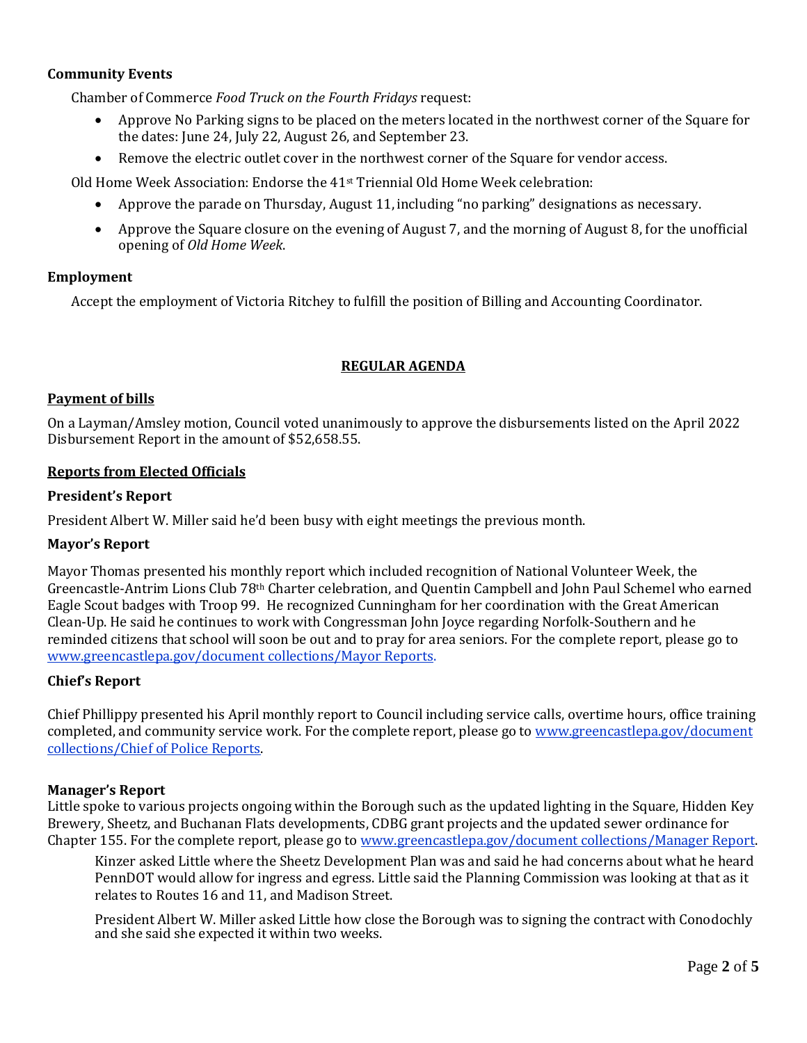### Community Events

Chamber of Commerce *Food Truck on the Fourth Fridays* request:

- Approve No Parking signs to be placed on the meters located in the northwest corner of the Square for the dates: June 24, July 22, August 26, and September 23.
- Remove the electric outlet cover in the northwest corner of the Square for vendor access.

Old Home Week Association: Endorse the 41st Triennial Old Home Week celebration:

- Approve the parade on Thursday, August 11, including "no parking" designations as necessary.
- Approve the Square closure on the evening of August 7, and the morning of August 8, for the unofficial opening of *Old Home Week*.

### Employment

Accept the employment of Victoria Ritchey to fulfill the position of Billing and Accounting Coordinator.

## REGULAR AGENDA

### Payment of bills

On a Layman/Amsley motion, Council voted unanimously to approve the disbursements listed on the April 2022 Disbursement Report in the amount of $52,658.55.

### Reports from Elected Officials

#### President's Report

President Albert W. Miller said he'd been busy with eight meetings the previous month.

#### Mayor's Report

Mayor Thomas presented his monthly report which included recognition of National Volunteer Week, the Greencastle-Antrim Lions Club 78th Charter celebration, and Quentin Campbell and John Paul Schemel who earned Eagle Scout badges with Troop 99. He recognized Cunningham for her coordination with the Great American Clean-Up. He said he continues to work with Congressman John Joyce regarding Norfolk-Southern and he reminded citizens that school will soon be out and to pray for area seniors. For the complete report, please go to www.greencastlepa.gov/document collections/Mayor Reports.

#### Chief's Report

Chief Phillippy presented his April monthly report to Council including service calls, overtime hours, office training completed, and community service work. For the complete report, please go to www.greencastlepa.gov/document collections/Chief of Police Reports.

#### Manager's Report

Little spoke to various projects ongoing within the Borough such as the updated lighting in the Square, Hidden Key Brewery, Sheetz, and Buchanan Flats developments, CDBG grant projects and the updated sewer ordinance for Chapter 155. For the complete report, please go to www.greencastlepa.gov/document collections/Manager Report.

Kinzer asked Little where the Sheetz Development Plan was and said he had concerns about what he heard PennDOT would allow for ingress and egress. Little said the Planning Commission was looking at that as it relates to Routes 16 and 11, and Madison Street.

President Albert W. Miller asked Little how close the Borough was to signing the contract with Conodochly and she said she expected it within two weeks.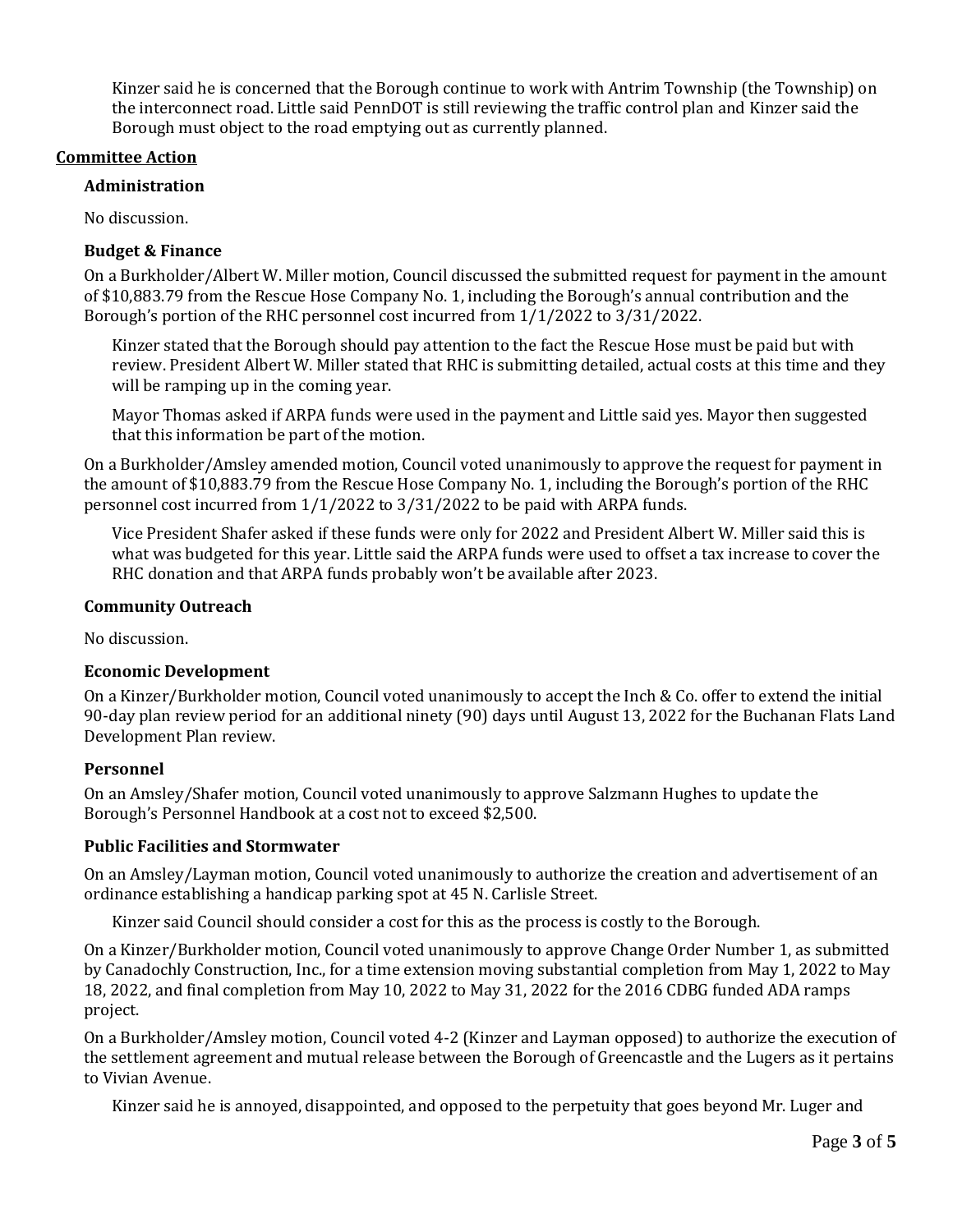Kinzer said he is concerned that the Borough continue to work with Antrim Township (the Township) on the interconnect road. Little said PennDOT is still reviewing the traffic control plan and Kinzer said the Borough must object to the road emptying out as currently planned.

## Committee Action

### Administration

No discussion.

### Budget & Finance

On a Burkholder/Albert W. Miller motion, Council discussed the submitted request for payment in the amount of $10,883.79 from the Rescue Hose Company No. 1, including the Borough's annual contribution and the Borough's portion of the RHC personnel cost incurred from 1/1/2022 to 3/31/2022.

Kinzer stated that the Borough should pay attention to the fact the Rescue Hose must be paid but with review. President Albert W. Miller stated that RHC is submitting detailed, actual costs at this time and they will be ramping up in the coming year.

Mayor Thomas asked if ARPA funds were used in the payment and Little said yes. Mayor then suggested that this information be part of the motion.

On a Burkholder/Amsley amended motion, Council voted unanimously to approve the request for payment in the amount of $10,883.79 from the Rescue Hose Company No. 1, including the Borough's portion of the RHC personnel cost incurred from 1/1/2022 to 3/31/2022 to be paid with ARPA funds.

Vice President Shafer asked if these funds were only for 2022 and President Albert W. Miller said this is what was budgeted for this year. Little said the ARPA funds were used to offset a tax increase to cover the RHC donation and that ARPA funds probably won't be available after 2023.

### Community Outreach

No discussion.

### Economic Development

On a Kinzer/Burkholder motion, Council voted unanimously to accept the Inch & Co. offer to extend the initial 90-day plan review period for an additional ninety (90) days until August 13, 2022 for the Buchanan Flats Land Development Plan review.

### Personnel

On an Amsley/Shafer motion, Council voted unanimously to approve Salzmann Hughes to update the Borough's Personnel Handbook at a cost not to exceed $2,500.

### Public Facilities and Stormwater

On an Amsley/Layman motion, Council voted unanimously to authorize the creation and advertisement of an ordinance establishing a handicap parking spot at 45 N. Carlisle Street.

Kinzer said Council should consider a cost for this as the process is costly to the Borough.

On a Kinzer/Burkholder motion, Council voted unanimously to approve Change Order Number 1, as submitted by Canadochly Construction, Inc., for a time extension moving substantial completion from May 1, 2022 to May 18, 2022, and final completion from May 10, 2022 to May 31, 2022 for the 2016 CDBG funded ADA ramps project.

On a Burkholder/Amsley motion, Council voted 4-2 (Kinzer and Layman opposed) to authorize the execution of the settlement agreement and mutual release between the Borough of Greencastle and the Lugers as it pertains to Vivian Avenue.

Kinzer said he is annoyed, disappointed, and opposed to the perpetuity that goes beyond Mr. Luger and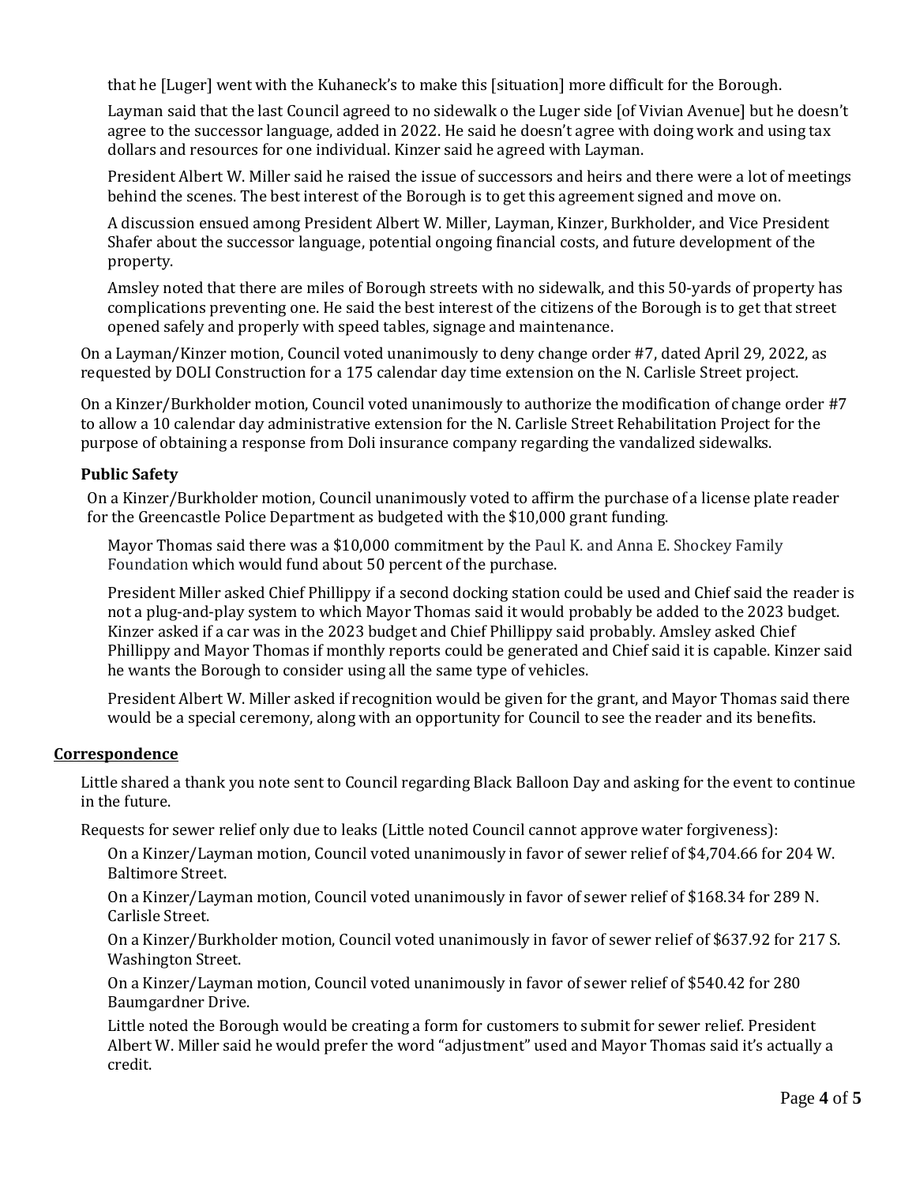that he [Luger] went with the Kuhaneck's to make this [situation] more difficult for the Borough.

Layman said that the last Council agreed to no sidewalk o the Luger side [of Vivian Avenue] but he doesn't agree to the successor language, added in 2022. He said he doesn't agree with doing work and using tax dollars and resources for one individual. Kinzer said he agreed with Layman.

President Albert W. Miller said he raised the issue of successors and heirs and there were a lot of meetings behind the scenes. The best interest of the Borough is to get this agreement signed and move on.

A discussion ensued among President Albert W. Miller, Layman, Kinzer, Burkholder, and Vice President Shafer about the successor language, potential ongoing financial costs, and future development of the property.

Amsley noted that there are miles of Borough streets with no sidewalk, and this 50-yards of property has complications preventing one. He said the best interest of the citizens of the Borough is to get that street opened safely and properly with speed tables, signage and maintenance.

On a Layman/Kinzer motion, Council voted unanimously to deny change order #7, dated April 29, 2022, as requested by DOLI Construction for a 175 calendar day time extension on the N. Carlisle Street project.

On a Kinzer/Burkholder motion, Council voted unanimously to authorize the modification of change order #7 to allow a 10 calendar day administrative extension for the N. Carlisle Street Rehabilitation Project for the purpose of obtaining a response from Doli insurance company regarding the vandalized sidewalks.

### Public Safety

On a Kinzer/Burkholder motion, Council unanimously voted to affirm the purchase of a license plate reader for the Greencastle Police Department as budgeted with the $10,000 grant funding.

Mayor Thomas said there was a $10,000 commitment by the Paul K. and Anna E. Shockey Family Foundation which would fund about 50 percent of the purchase.

President Miller asked Chief Phillippy if a second docking station could be used and Chief said the reader is not a plug-and-play system to which Mayor Thomas said it would probably be added to the 2023 budget. Kinzer asked if a car was in the 2023 budget and Chief Phillippy said probably. Amsley asked Chief Phillippy and Mayor Thomas if monthly reports could be generated and Chief said it is capable. Kinzer said he wants the Borough to consider using all the same type of vehicles.

President Albert W. Miller asked if recognition would be given for the grant, and Mayor Thomas said there would be a special ceremony, along with an opportunity for Council to see the reader and its benefits.

## Correspondence

Little shared a thank you note sent to Council regarding Black Balloon Day and asking for the event to continue in the future.

Requests for sewer relief only due to leaks (Little noted Council cannot approve water forgiveness):

On a Kinzer/Layman motion, Council voted unanimously in favor of sewer relief of $4,704.66 for 204 W. Baltimore Street.

On a Kinzer/Layman motion, Council voted unanimously in favor of sewer relief of $168.34 for 289 N. Carlisle Street.

On a Kinzer/Burkholder motion, Council voted unanimously in favor of sewer relief of $637.92 for 217 S. Washington Street.

On a Kinzer/Layman motion, Council voted unanimously in favor of sewer relief of $540.42 for 280 Baumgardner Drive.

Little noted the Borough would be creating a form for customers to submit for sewer relief. President Albert W. Miller said he would prefer the word "adjustment" used and Mayor Thomas said it's actually a credit.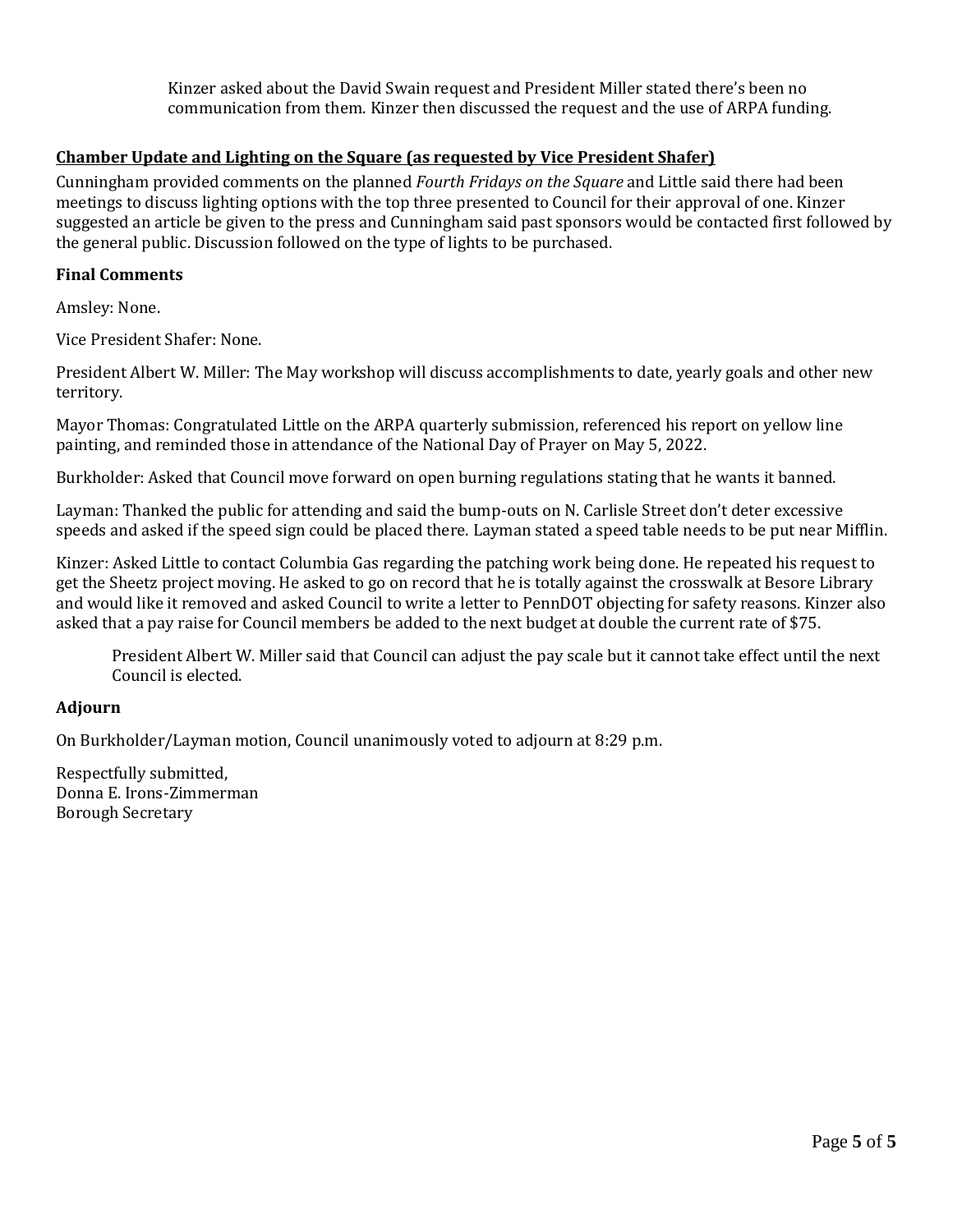Kinzer asked about the David Swain request and President Miller stated there's been no communication from them. Kinzer then discussed the request and the use of ARPA funding.

**Chamber Update and Lighting on the Square (as requested by Vice President Shafer)**

Cunningham provided comments on the planned *Fourth Fridays on the Square* and Little said there had been meetings to discuss lighting options with the top three presented to Council for their approval of one. Kinzer suggested an article be given to the press and Cunningham said past sponsors would be contacted first followed by the general public. Discussion followed on the type of lights to be purchased.

**Final Comments**

Amsley: None.

Vice President Shafer: None.

President Albert W. Miller: The May workshop will discuss accomplishments to date, yearly goals and other new territory.

Mayor Thomas: Congratulated Little on the ARPA quarterly submission, referenced his report on yellow line painting, and reminded those in attendance of the National Day of Prayer on May 5, 2022.

Burkholder: Asked that Council move forward on open burning regulations stating that he wants it banned.

Layman: Thanked the public for attending and said the bump-outs on N. Carlisle Street don't deter excessive speeds and asked if the speed sign could be placed there. Layman stated a speed table needs to be put near Mifflin.

Kinzer: Asked Little to contact Columbia Gas regarding the patching work being done. He repeated his request to get the Sheetz project moving. He asked to go on record that he is totally against the crosswalk at Besore Library and would like it removed and asked Council to write a letter to PennDOT objecting for safety reasons. Kinzer also asked that a pay raise for Council members be added to the next budget at double the current rate of $75.

President Albert W. Miller said that Council can adjust the pay scale but it cannot take effect until the next Council is elected.

**Adjourn**

On Burkholder/Layman motion, Council unanimously voted to adjourn at 8:29 p.m.

Respectfully submitted,
Donna E. Irons-Zimmerman
Borough Secretary